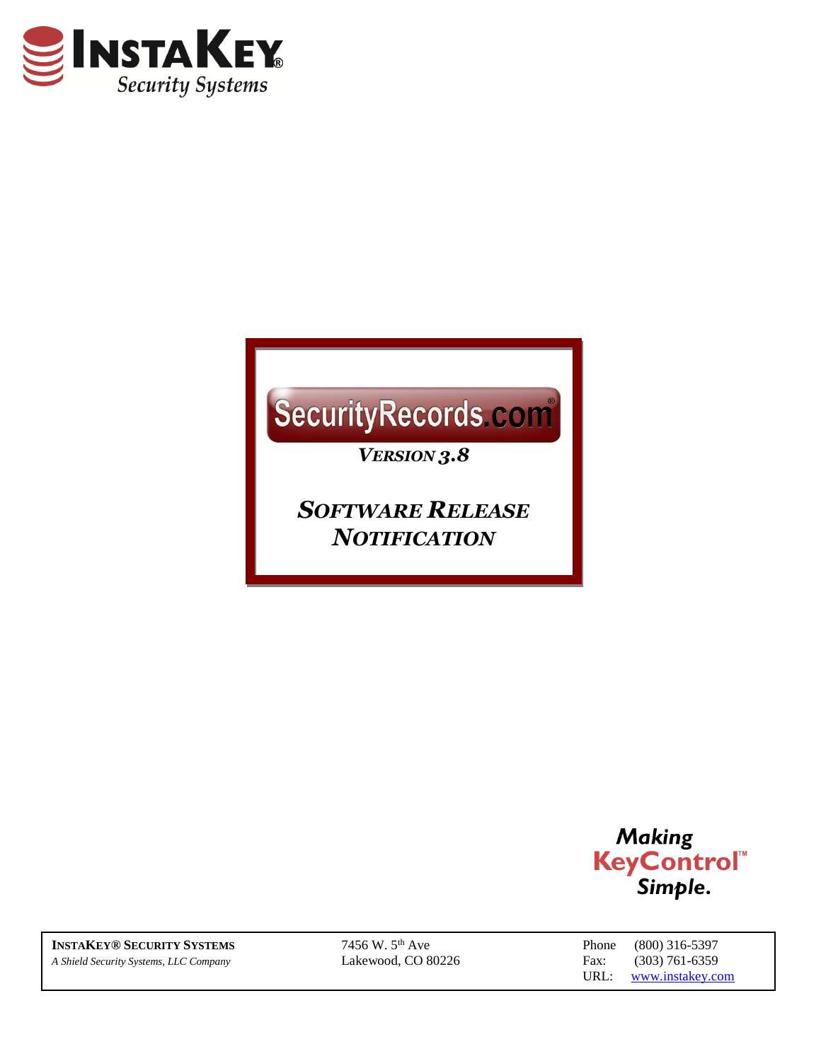**INSTAKEY®**
*Security Systems*

# SecurityRecords.com®

***VERSION 3.8***

## *SOFTWARE RELEASE NOTIFICATION*

*Making*
**KeyControl™**
*Simple.*

| | | | |
|---|---|---|---|
| **INSTAKEY® SECURITY SYSTEMS** | 7456 W. 5th Ave | Phone | (800) 316-5397 |
| *A Shield Security Systems, LLC Company* | Lakewood, CO 80226 | Fax: | (303) 761-6359 |
| | | URL: | www.instakey.com |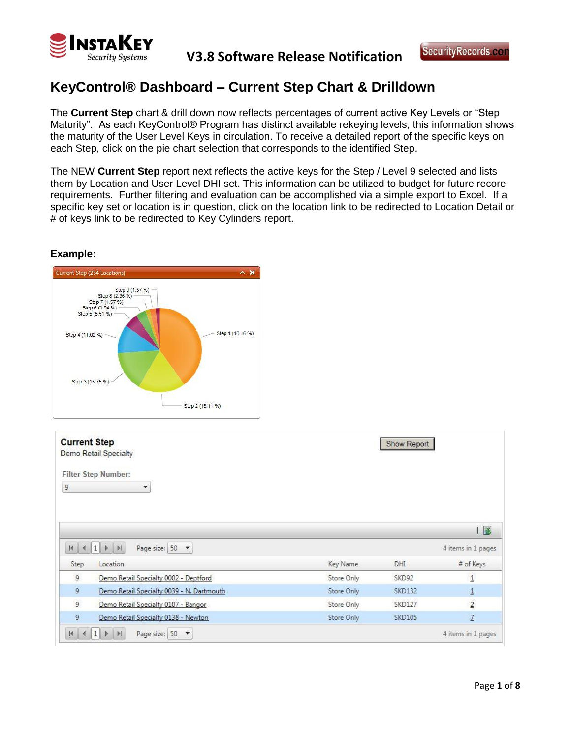# KeyControl® Dashboard – Current Step Chart & Drilldown

The **Current Step** chart & drill down now reflects percentages of current active Key Levels or "Step Maturity". As each KeyControl® Program has distinct available rekeying levels, this information shows the maturity of the User Level Keys in circulation. To receive a detailed report of the specific keys on each Step, click on the pie chart selection that corresponds to the identified Step.

The NEW **Current Step** report next reflects the active keys for the Step / Level 9 selected and lists them by Location and User Level DHI set. This information can be utilized to budget for future recore requirements. Further filtering and evaluation can be accomplished via a simple export to Excel. If a specific key set or location is in question, click on the location link to be redirected to Location Detail or # of keys link to be redirected to Key Cylinders report.

**Example:**

Current Step (254 Locations)

- Step 9 (1.57 %)
- Step 8 (2.36 %)
- Step 7 (1.57 %)
- Step 6 (3.94 %)
- Step 5 (5.51 %)
- Step 4 (11.02 %)
- Step 3 (15.75 %)
- Step 2 (18.11 %)
- Step 1 (40.16 %)

**Current Step**
Demo Retail Specialty

Filter Step Number: 9

Show Report

Page size: 50 — 4 items in 1 pages

| Step | Location | Key Name | DHI | # of Keys |
|---|---|---|---|---|
| 9 | Demo Retail Specialty 0002 - Deptford | Store Only | SKD92 | 1 |
| 9 | Demo Retail Specialty 0039 - N. Dartmouth | Store Only | SKD132 | 1 |
| 9 | Demo Retail Specialty 0107 - Bangor | Store Only | SKD127 | 2 |
| 9 | Demo Retail Specialty 0138 - Newton | Store Only | SKD105 | 7 |

Page size: 50 — 4 items in 1 pages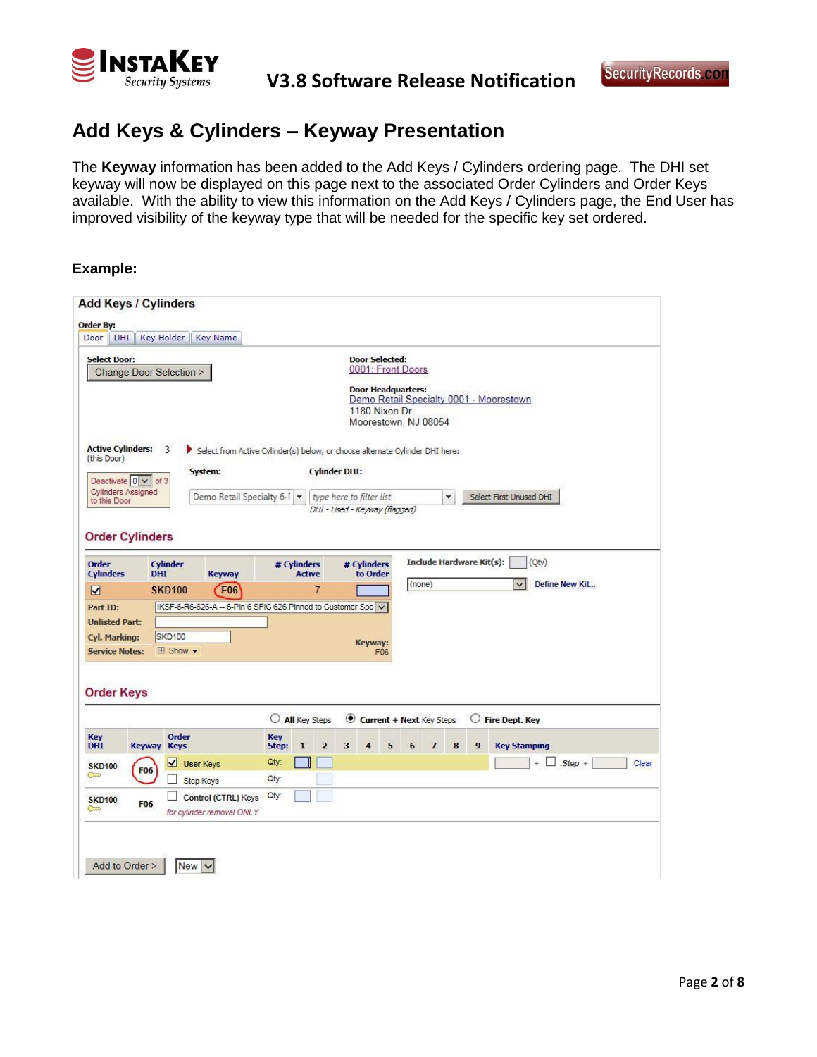# Add Keys & Cylinders – Keyway Presentation

The **Keyway** information has been added to the Add Keys / Cylinders ordering page. The DHI set keyway will now be displayed on this page next to the associated Order Cylinders and Order Keys available. With the ability to view this information on the Add Keys / Cylinders page, the End User has improved visibility of the keyway type that will be needed for the specific key set ordered.

**Example:**

**Add Keys / Cylinders**

**Order By:** Door | DHI | Key Holder | Key Name

**Select Door:** Change Door Selection >

**Door Selected:** 0001: Front Doors

**Door Headquarters:** Demo Retail Specialty 0001 - Moorestown
1180 Nixon Dr.
Moorestown, NJ 08054

**Active Cylinders:** 3 (this Door)

Deactivate 0 of 3 Cylinders Assigned to this Door

Select from Active Cylinder(s) below, or choose alternate Cylinder DHI here:

**System:** Demo Retail Specialty 6-I

**Cylinder DHI:** type here to filter list — Select First Unused DHI

*DHI - Used - Keyway (flagged)*

## Order Cylinders

| Order Cylinders | Cylinder DHI | Keyway | # Cylinders Active | # Cylinders to Order |
|---|---|---|---|---|
| ☑ | SKD100 | F06 | 7 | |

- **Part ID:** IKSF-6-R6-626-A -- 6-Pin 6 SFIC 626 Pinned to Customer Spe
- **Unlisted Part:**
- **Cyl. Marking:** SKD100
- **Service Notes:** Show
- **Keyway:** F06

**Include Hardware Kit(s):** (Qty) (none) Define New Kit...

## Order Keys

○ All Key Steps ◉ Current + Next Key Steps ○ Fire Dept. Key

| Key DHI | Keyway | Order Keys | Key Step: | 1 | 2 | 3 | 4 | 5 | 6 | 7 | 8 | 9 | Key Stamping |
|---|---|---|---|---|---|---|---|---|---|---|---|---|---|
| SKD100 | F06 | ☑ User Keys | Qty: | | | | | | | | | | + ☐ .Step + Clear |
| | | ☐ Step Keys | Qty: | | | | | | | | | | |
| SKD100 | F06 | ☐ Control (CTRL) Keys *for cylinder removal ONLY* | Qty: | | | | | | | | | | |

Add to Order > New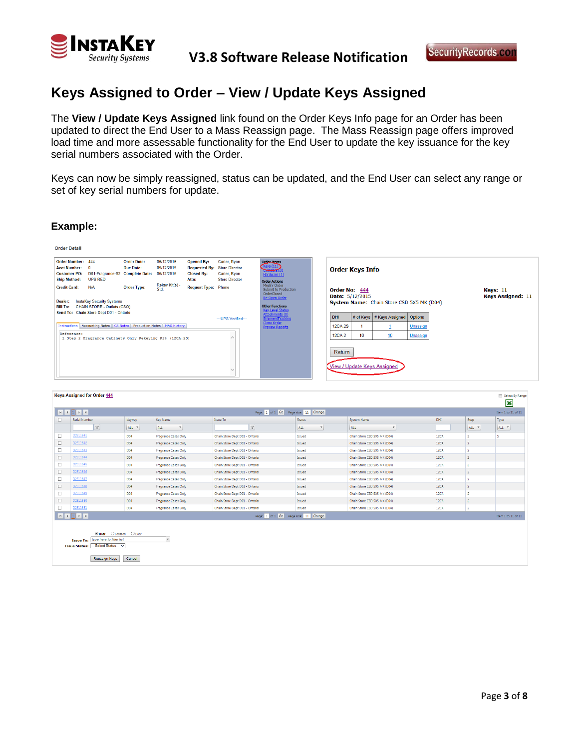# Keys Assigned to Order – View / Update Keys Assigned

The **View / Update Keys Assigned** link found on the Order Keys Info page for an Order has been updated to direct the End User to a Mass Reassign page. The Mass Reassign page offers improved load time and more assessable functionality for the End User to update the key issuance for the key serial numbers associated with the Order.

Keys can now be simply reassigned, status can be updated, and the End User can select any range or set of key serial numbers for update.

## Example: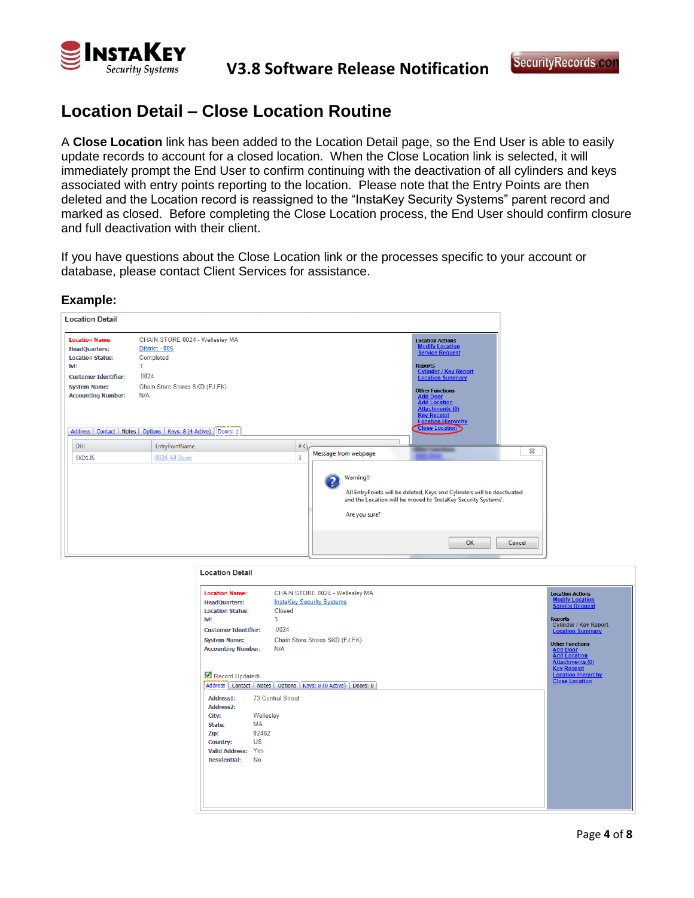## Location Detail – Close Location Routine

A **Close Location** link has been added to the Location Detail page, so the End User is able to easily update records to account for a closed location. When the Close Location link is selected, it will immediately prompt the End User to confirm continuing with the deactivation of all cylinders and keys associated with entry points reporting to the location. Please note that the Entry Points are then deleted and the Location record is reassigned to the "InstaKey Security Systems" parent record and marked as closed. Before completing the Close Location process, the End User should confirm closure and full deactivation with their client.

If you have questions about the Close Location link or the processes specific to your account or database, please contact Client Services for assistance.

### Example: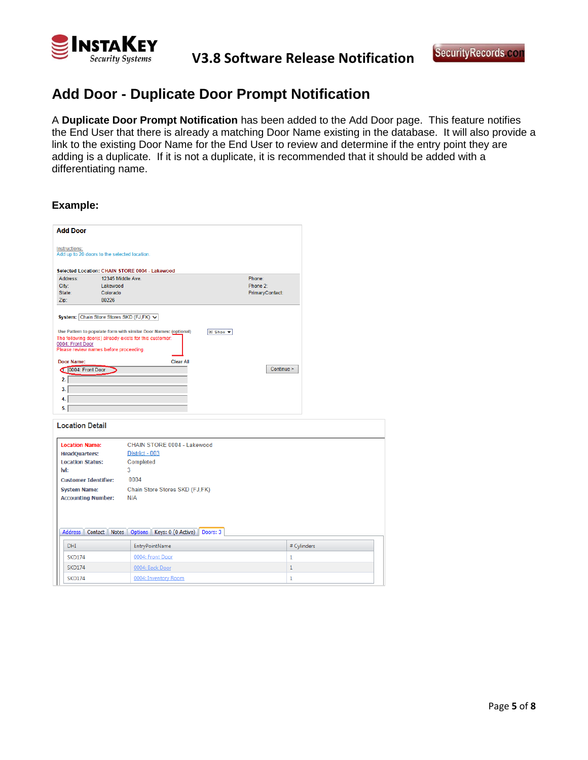# Add Door - Duplicate Door Prompt Notification

A **Duplicate Door Prompt Notification** has been added to the Add Door page. This feature notifies the End User that there is already a matching Door Name existing in the database. It will also provide a link to the existing Door Name for the End User to review and determine if the entry point they are adding is a duplicate. If it is not a duplicate, it is recommended that it should be added with a differentiating name.

## Example:

**Add Door**

Instructions:
Add up to 20 doors to the selected location.

Selected Location: CHAIN STORE 0004 - Lakewood

| | | | |
|---|---|---|---|
| Address: | 12345 Middle Ave. | Phone: | |
| City: | Lakewood | Phone 2: | |
| State: | Colorado | PrimaryContact: | |
| Zip: | 80226 | | |

System: Chain Store Stores SKD (FJ,FK)

Use Pattern to populate form with similar Door Names: (optional) Show

The following door(s) already exists for this customer:
0004: Front Door
Please review names before proceeding.

Door Name: Clear All

1. 0004: Front Door
2.
3.
4.
5.

Continue >

**Location Detail**

| | |
|---|---|
| Location Name: | CHAIN STORE 0004 - Lakewood |
| HeadQuarters: | District - 003 |
| Location Status: | Completed |
| lvl: | 3 |
| Customer Identifier: | 0004 |
| System Name: | Chain Store Stores SKD (FJ,FK) |
| Accounting Number: | N/A |

Address | Contact | Notes | Options | Keys: 0 (0 Active) | Doors: 3

| DHI | EntryPointName | # Cylinders |
|---|---|---|
| SKD174 | 0004: Front Door | 1 |
| SKD174 | 0004: Back Door | 1 |
| SKD174 | 0004: Inventory Room | 1 |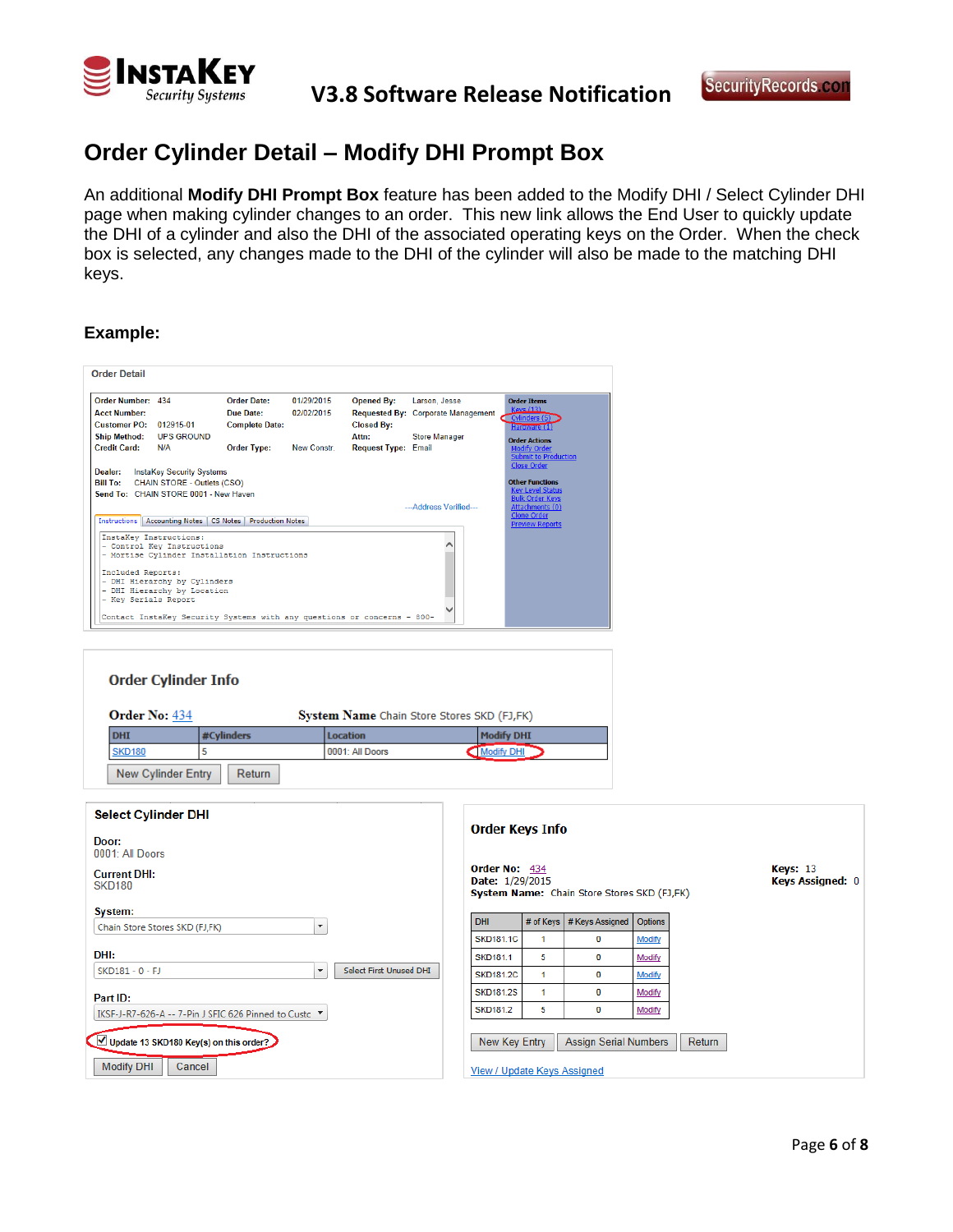# Order Cylinder Detail – Modify DHI Prompt Box

An additional **Modify DHI Prompt Box** feature has been added to the Modify DHI / Select Cylinder DHI page when making cylinder changes to an order. This new link allows the End User to quickly update the DHI of a cylinder and also the DHI of the associated operating keys on the Order. When the check box is selected, any changes made to the DHI of the cylinder will also be made to the matching DHI keys.

## Example:

**Order Detail**

| | | | | | |
|---|---|---|---|---|---|
| Order Number: | 434 | Order Date: | 01/29/2015 | Opened By: | Larson, Jesse |
| Acct Number: | | Due Date: | 02/02/2015 | Requested By: | Corporate Management |
| Customer PO: | 012915-01 | Complete Date: | | Closed By: | |
| Ship Method: | UPS GROUND | | | Attn: | Store Manager |
| Credit Card: | N/A | Order Type: | New Constr. | Request Type: | Email |

Dealer: InstaKey Security Systems
Bill To: CHAIN STORE - Outlets (CSO)
Send To: CHAIN STORE 0001 - New Haven

---Address Verified---

Instructions | Accounting Notes | CS Notes | Production Notes

```
InstaKey Instructions:
- Control Key Instructions
- Mortise Cylinder Installation Instructions

Included Reports:
- DHI Hierarchy by Cylinders
- DHI Hierarchy by Location
- Key Serials Report

Contact InstaKey Security Systems with any questions or concerns - 800-
```

**Order Items**
- Keys (13)
- Cylinders (5)
- Hardware (1)

**Order Actions**
- Modify Order
- Submit to Production
- Close Order

**Other Functions**
- Key Level Status
- Bulk Order Keys
- Attachments (0)
- Clone Order
- Preview Reports

**Order Cylinder Info**

**Order No:** 434 **System Name** Chain Store Stores SKD (FJ,FK)

| DHI | #Cylinders | Location | Modify DHI |
|---|---|---|---|
| SKD180 | 5 | 0001: All Doors | Modify DHI |

New Cylinder Entry | Return

**Select Cylinder DHI**

**Door:**
0001: All Doors

**Current DHI:**
SKD180

**System:**
Chain Store Stores SKD (FJ,FK)

**DHI:**
SKD181 - 0 - FJ [Select First Unused DHI]

**Part ID:**
IKSF-J-R7-626-A -- 7-Pin J SFIC 626 Pinned to Custo

☑ **Update 13 SKD180 Key(s) on this order?**

Modify DHI | Cancel

**Order Keys Info**

**Order No:** 434
**Date:** 1/29/2015
**System Name:** Chain Store Stores SKD (FJ,FK)

**Keys:** 13
**Keys Assigned:** 0

| DHI | # of Keys | # Keys Assigned | Options |
|---|---|---|---|
| SKD181.1C | 1 | 0 | Modify |
| SKD181.1 | 5 | 0 | Modify |
| SKD181.2C | 1 | 0 | Modify |
| SKD181.2S | 1 | 0 | Modify |
| SKD181.2 | 5 | 0 | Modify |

New Key Entry | Assign Serial Numbers | Return

View / Update Keys Assigned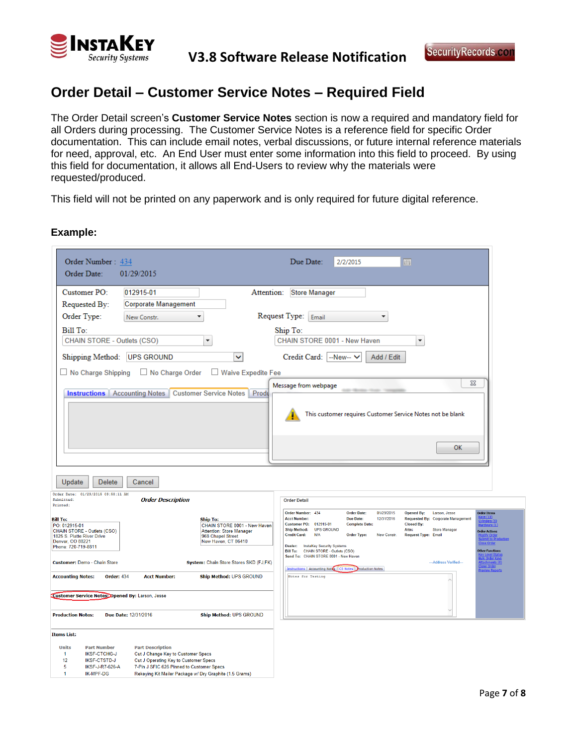## Order Detail – Customer Service Notes – Required Field

The Order Detail screen's **Customer Service Notes** section is now a required and mandatory field for all Orders during processing. The Customer Service Notes is a reference field for specific Order documentation. This can include email notes, verbal discussions, or future internal reference materials for need, approval, etc. An End User must enter some information into this field to proceed. By using this field for documentation, it allows all End-Users to review why the materials were requested/produced.

This field will not be printed on any paperwork and is only required for future digital reference.

**Example:**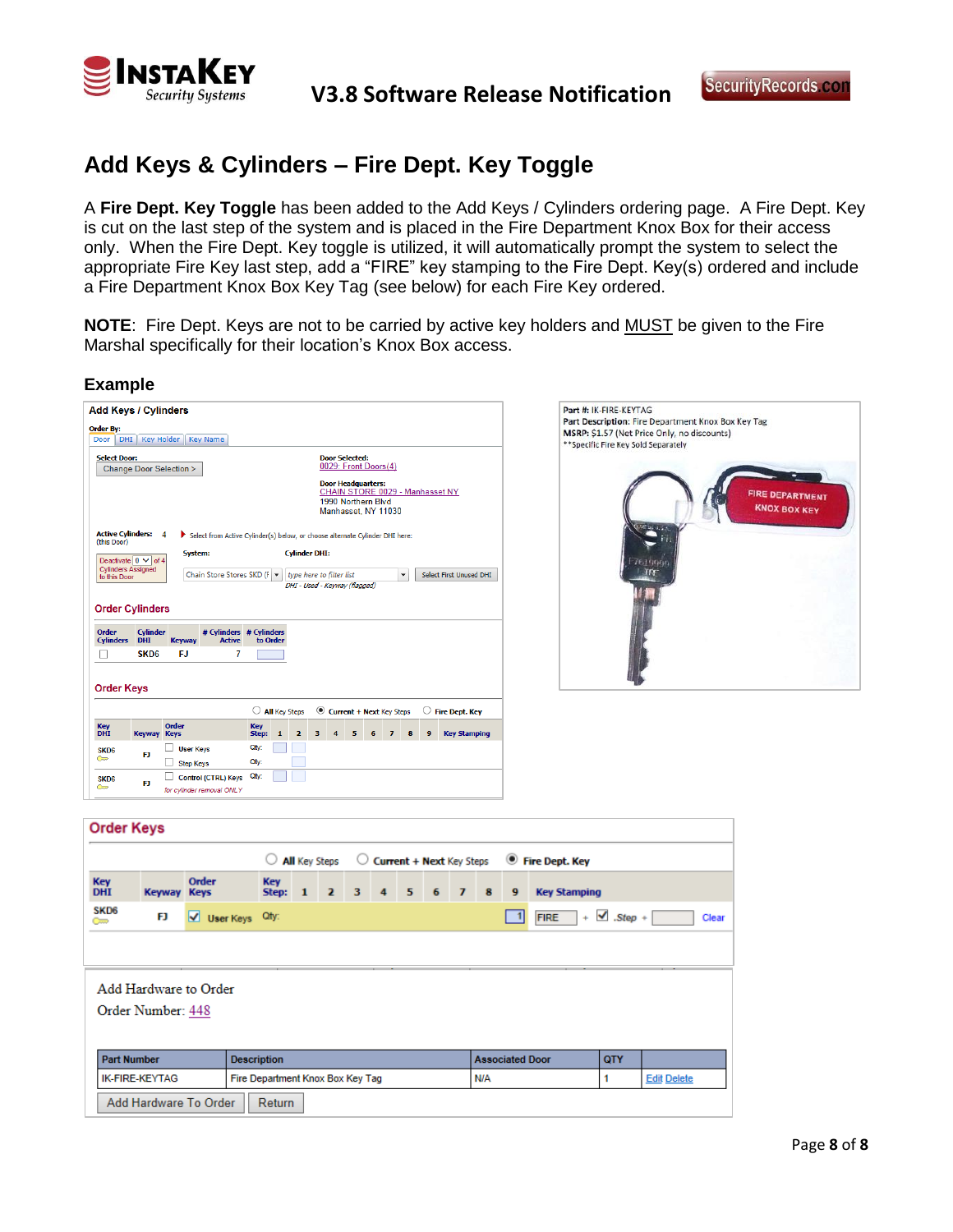## Add Keys & Cylinders – Fire Dept. Key Toggle

A **Fire Dept. Key Toggle** has been added to the Add Keys / Cylinders ordering page. A Fire Dept. Key is cut on the last step of the system and is placed in the Fire Department Knox Box for their access only. When the Fire Dept. Key toggle is utilized, it will automatically prompt the system to select the appropriate Fire Key last step, add a "FIRE" key stamping to the Fire Dept. Key(s) ordered and include a Fire Department Knox Box Key Tag (see below) for each Fire Key ordered.

**NOTE**: Fire Dept. Keys are not to be carried by active key holders and MUST be given to the Fire Marshal specifically for their location's Knox Box access.

### Example

Part #: IK-FIRE-KEYTAG
Part Description: Fire Department Knox Box Key Tag
MSRP: $1.57 (Net Price Only, no discounts)
**Specific Fire Key Sold Separately

FIRE DEPARTMENT KNOX BOX KEY

Order Keys

○ All Key Steps ○ Current + Next Key Steps ◉ Fire Dept. Key

| Key DHI | Keyway | Order Keys | Key Step: | 1 | 2 | 3 | 4 | 5 | 6 | 7 | 8 | 9 | Key Stamping |
|---|---|---|---|---|---|---|---|---|---|---|---|---|---|
| SKD6 | FJ | ☑ User Keys | Qty: | | | | | | | | | 1 | FIRE + ☑ Step + Clear |

Add Hardware to Order

Order Number: 448

| Part Number | Description | Associated Door | QTY | |
|---|---|---|---|---|
| IK-FIRE-KEYTAG | Fire Department Knox Box Key Tag | N/A | 1 | Edit Delete |

Add Hardware To Order | Return